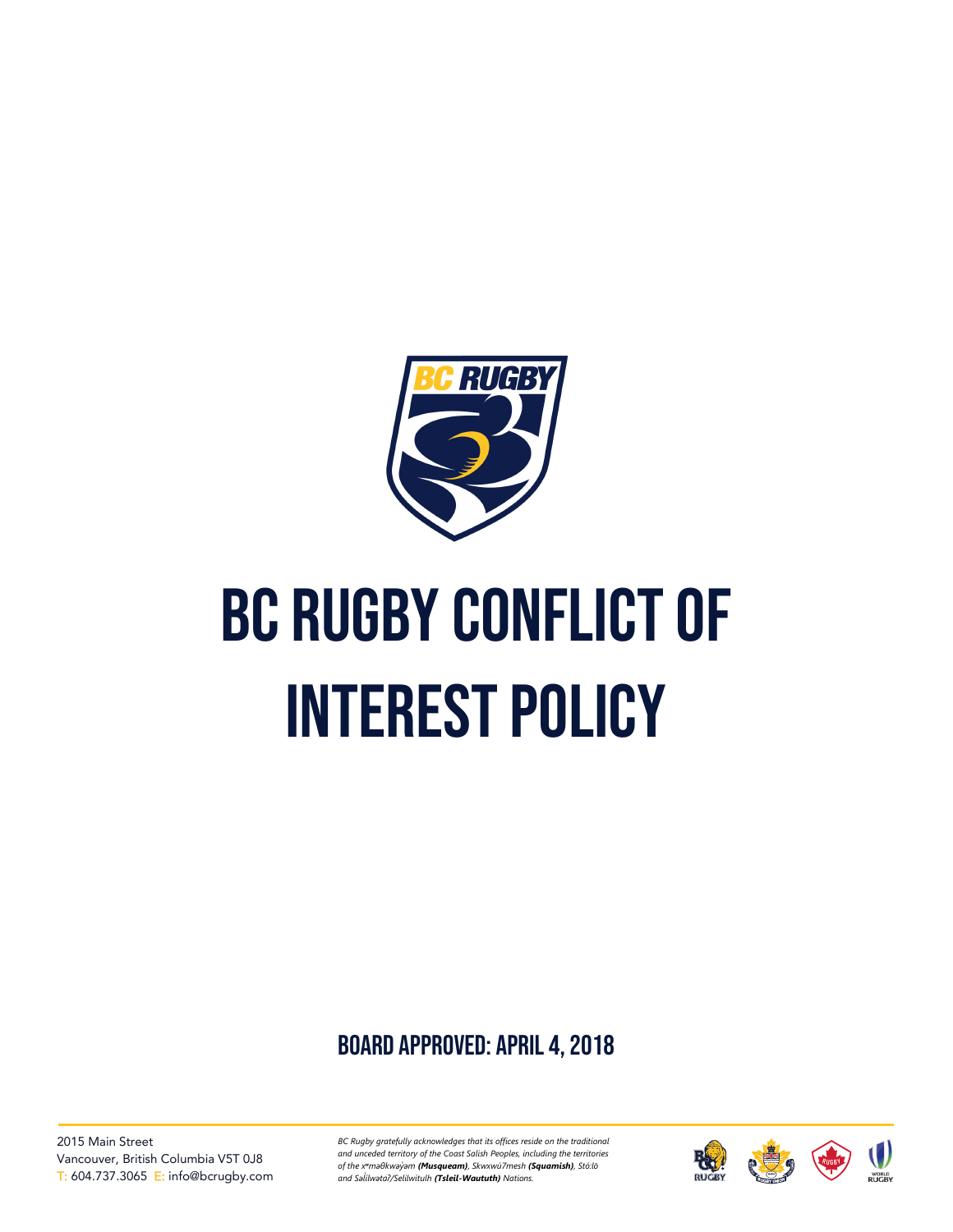# BC RUGBY CONFLICT OF INTEREST POLICY

## BOARD APPROVED: APRIL 4, 2018

2015 Main Street
Vancouver, British Columbia V5T 0J8
T: 604.737.3065 E: info@bcrugby.com

*BC Rugby gratefully acknowledges that its offices reside on the traditional and unceded territory of the Coast Salish Peoples, including the territories of the xʷməθkwəy̓əm **(Musqueam)**, Skwxwú7mesh **(Squamish)**, Stó:lō and Səl̓ílwətaʔ/Selilwitulh **(Tsleil-Waututh)** Nations.*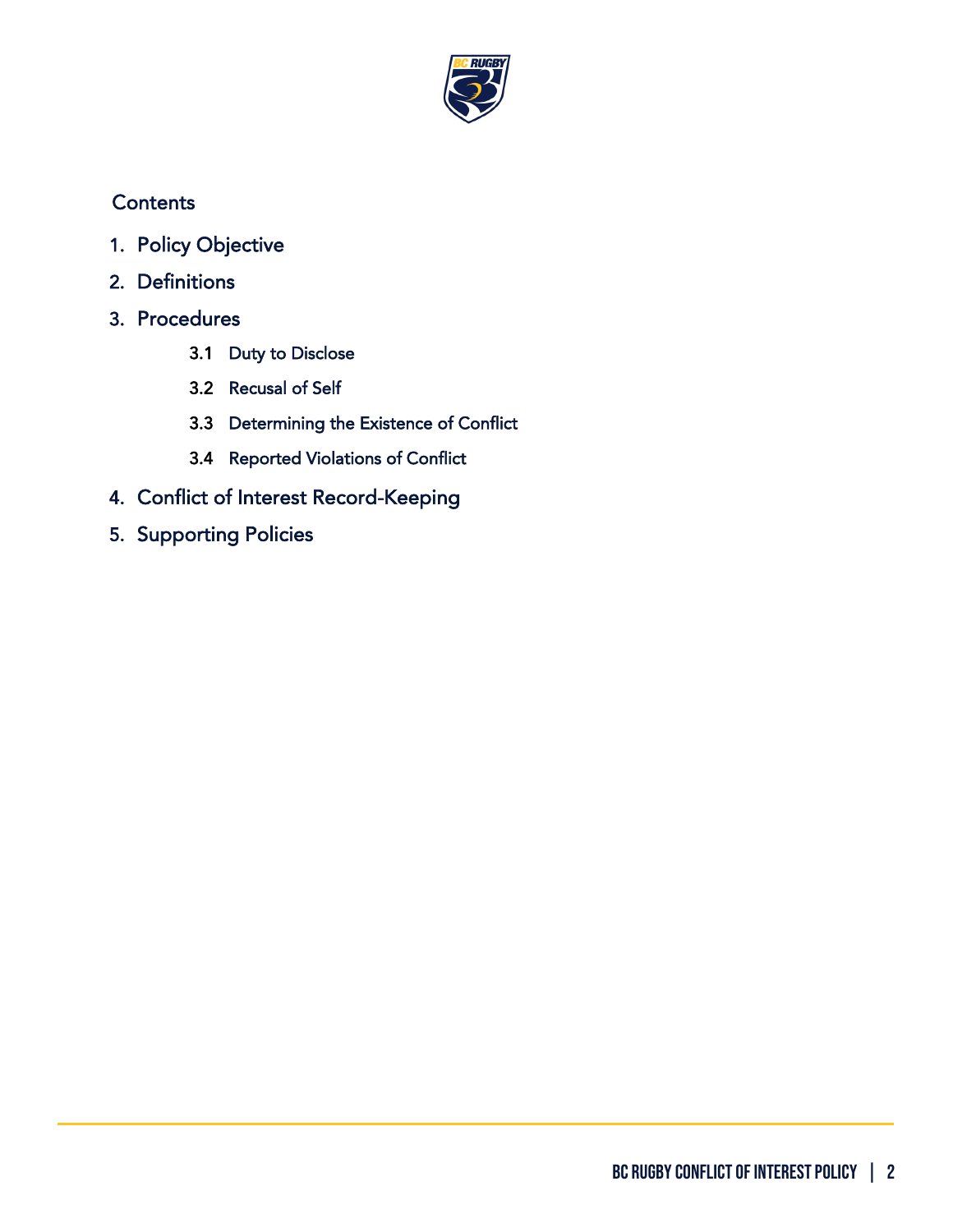## Contents

1. Policy Objective
2. Definitions
3. Procedures
   - 3.1 Duty to Disclose
   - 3.2 Recusal of Self
   - 3.3 Determining the Existence of Conflict
   - 3.4 Reported Violations of Conflict
4. Conflict of Interest Record-Keeping
5. Supporting Policies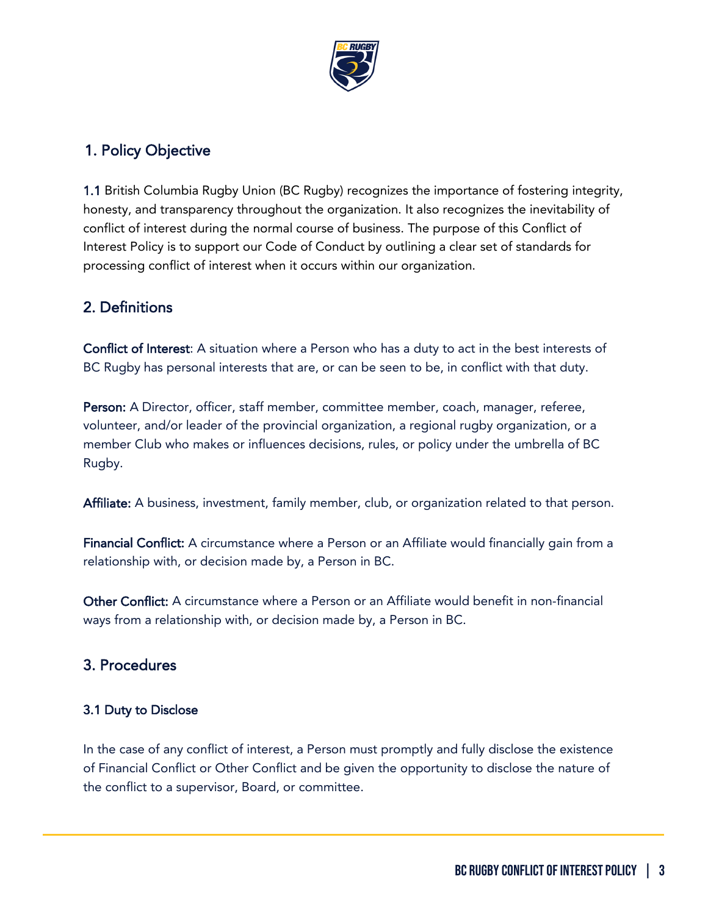## 1. Policy Objective

**1.1** British Columbia Rugby Union (BC Rugby) recognizes the importance of fostering integrity, honesty, and transparency throughout the organization. It also recognizes the inevitability of conflict of interest during the normal course of business. The purpose of this Conflict of Interest Policy is to support our Code of Conduct by outlining a clear set of standards for processing conflict of interest when it occurs within our organization.

## 2. Definitions

**Conflict of Interest**: A situation where a Person who has a duty to act in the best interests of BC Rugby has personal interests that are, or can be seen to be, in conflict with that duty.

**Person:** A Director, officer, staff member, committee member, coach, manager, referee, volunteer, and/or leader of the provincial organization, a regional rugby organization, or a member Club who makes or influences decisions, rules, or policy under the umbrella of BC Rugby.

**Affiliate:** A business, investment, family member, club, or organization related to that person.

**Financial Conflict:** A circumstance where a Person or an Affiliate would financially gain from a relationship with, or decision made by, a Person in BC.

**Other Conflict:** A circumstance where a Person or an Affiliate would benefit in non-financial ways from a relationship with, or decision made by, a Person in BC.

## 3. Procedures

### 3.1 Duty to Disclose

In the case of any conflict of interest, a Person must promptly and fully disclose the existence of Financial Conflict or Other Conflict and be given the opportunity to disclose the nature of the conflict to a supervisor, Board, or committee.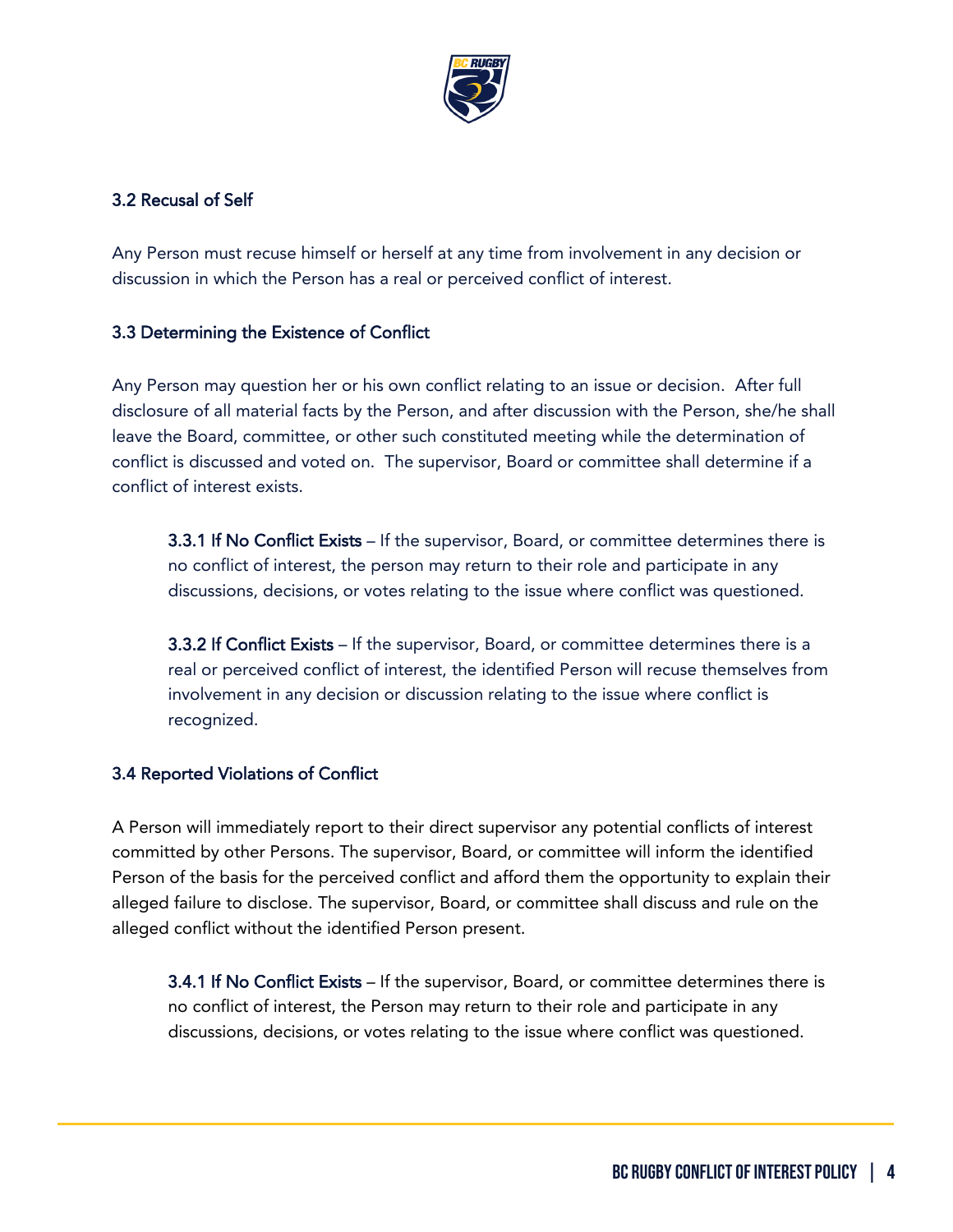### 3.2 Recusal of Self

Any Person must recuse himself or herself at any time from involvement in any decision or discussion in which the Person has a real or perceived conflict of interest.

### 3.3 Determining the Existence of Conflict

Any Person may question her or his own conflict relating to an issue or decision. After full disclosure of all material facts by the Person, and after discussion with the Person, she/he shall leave the Board, committee, or other such constituted meeting while the determination of conflict is discussed and voted on. The supervisor, Board or committee shall determine if a conflict of interest exists.

**3.3.1 If No Conflict Exists** – If the supervisor, Board, or committee determines there is no conflict of interest, the person may return to their role and participate in any discussions, decisions, or votes relating to the issue where conflict was questioned.

**3.3.2 If Conflict Exists** – If the supervisor, Board, or committee determines there is a real or perceived conflict of interest, the identified Person will recuse themselves from involvement in any decision or discussion relating to the issue where conflict is recognized.

### 3.4 Reported Violations of Conflict

A Person will immediately report to their direct supervisor any potential conflicts of interest committed by other Persons. The supervisor, Board, or committee will inform the identified Person of the basis for the perceived conflict and afford them the opportunity to explain their alleged failure to disclose. The supervisor, Board, or committee shall discuss and rule on the alleged conflict without the identified Person present.

**3.4.1 If No Conflict Exists** – If the supervisor, Board, or committee determines there is no conflict of interest, the Person may return to their role and participate in any discussions, decisions, or votes relating to the issue where conflict was questioned.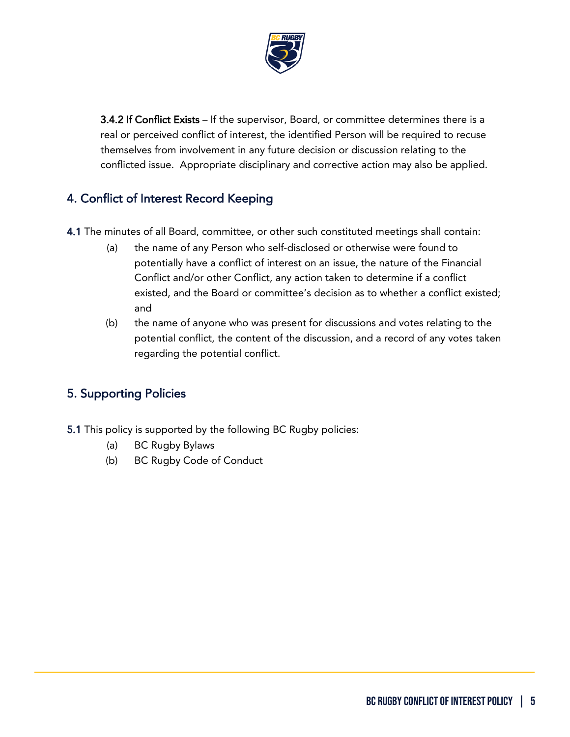**3.4.2 If Conflict Exists** – If the supervisor, Board, or committee determines there is a real or perceived conflict of interest, the identified Person will be required to recuse themselves from involvement in any future decision or discussion relating to the conflicted issue. Appropriate disciplinary and corrective action may also be applied.

## 4. Conflict of Interest Record Keeping

**4.1** The minutes of all Board, committee, or other such constituted meetings shall contain:

(a) the name of any Person who self-disclosed or otherwise were found to potentially have a conflict of interest on an issue, the nature of the Financial Conflict and/or other Conflict, any action taken to determine if a conflict existed, and the Board or committee's decision as to whether a conflict existed; and

(b) the name of anyone who was present for discussions and votes relating to the potential conflict, the content of the discussion, and a record of any votes taken regarding the potential conflict.

## 5. Supporting Policies

**5.1** This policy is supported by the following BC Rugby policies:

(a) BC Rugby Bylaws

(b) BC Rugby Code of Conduct